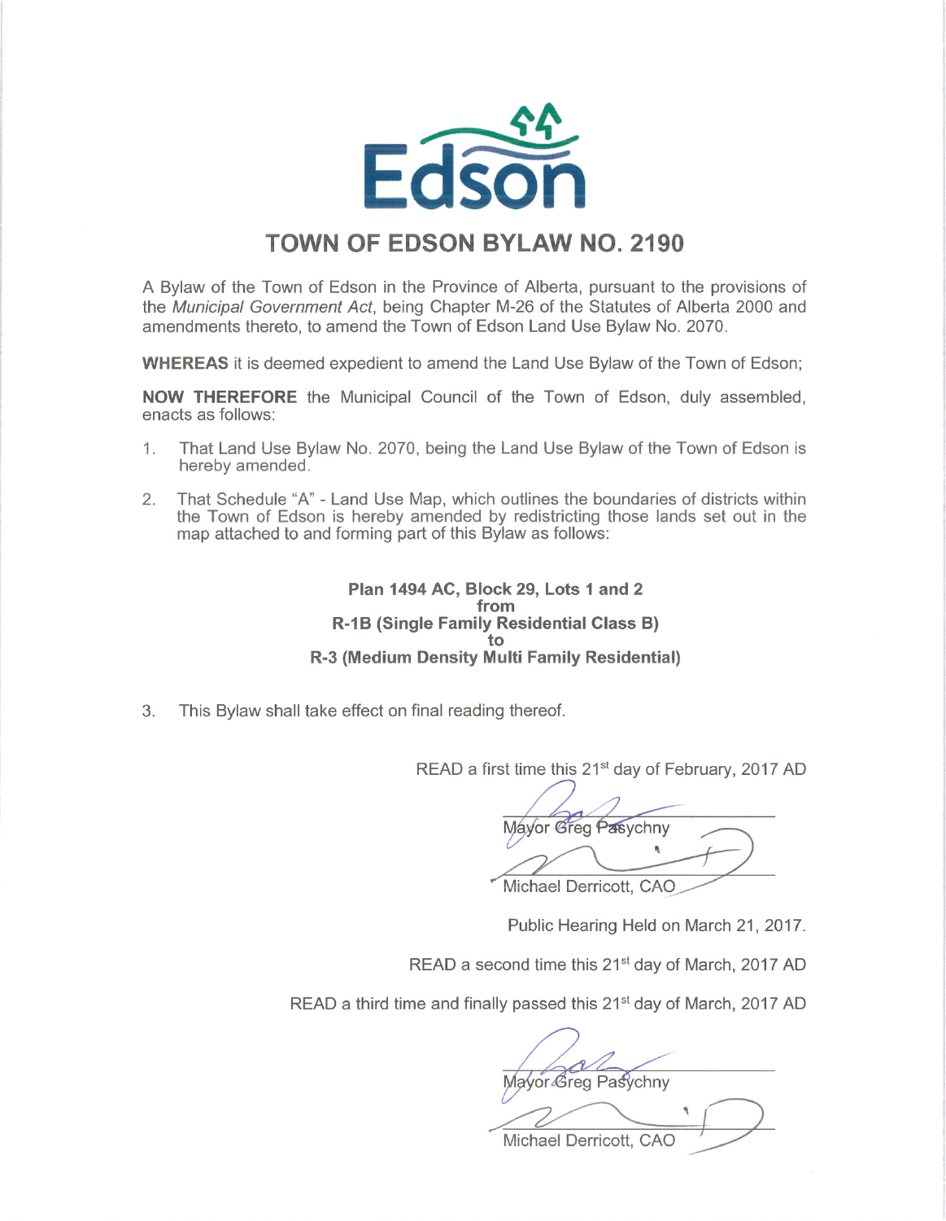Edson

# TOWN OF EDSON BYLAW NO. 2190

A Bylaw of the Town of Edson in the Province of Alberta, pursuant to the provisions of the *Municipal Government Act*, being Chapter M-26 of the Statutes of Alberta 2000 and amendments thereto, to amend the Town of Edson Land Use Bylaw No. 2070.

**WHEREAS** it is deemed expedient to amend the Land Use Bylaw of the Town of Edson;

**NOW THEREFORE** the Municipal Council of the Town of Edson, duly assembled, enacts as follows:

1. That Land Use Bylaw No. 2070, being the Land Use Bylaw of the Town of Edson is hereby amended.

2. That Schedule "A" - Land Use Map, which outlines the boundaries of districts within the Town of Edson is hereby amended by redistricting those lands set out in the map attached to and forming part of this Bylaw as follows:

**Plan 1494 AC, Block 29, Lots 1 and 2**
**from**
**R-1B (Single Family Residential Class B)**
**to**
**R-3 (Medium Density Multi Family Residential)**

3. This Bylaw shall take effect on final reading thereof.

READ a first time this 21st day of February, 2017 AD

Mayor Greg Pasychny

Michael Derricott, CAO

Public Hearing Held on March 21, 2017.

READ a second time this 21st day of March, 2017 AD

READ a third time and finally passed this 21st day of March, 2017 AD

Mayor Greg Pasychny

Michael Derricott, CAO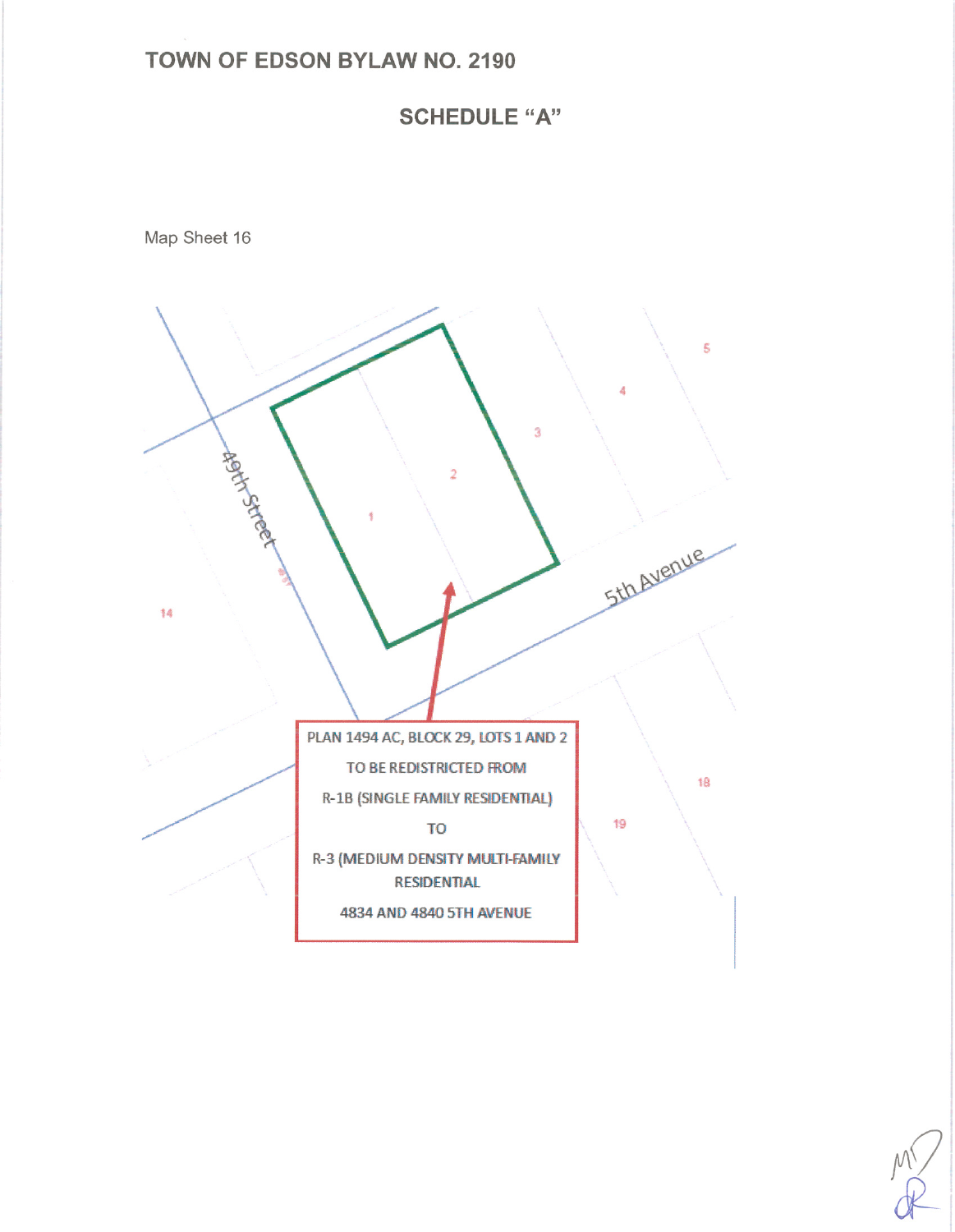# TOWN OF EDSON BYLAW NO. 2190

## SCHEDULE "A"

Map Sheet 16

49th Street

5th Avenue

1

2

3

4

5

14

18

19

PLAN 1494 AC, BLOCK 29, LOTS 1 AND 2

TO BE REDISTRICTED FROM

R-1B (SINGLE FAMILY RESIDENTIAL)

TO

R-3 (MEDIUM DENSITY MULTI-FAMILY RESIDENTIAL

4834 AND 4840 5TH AVENUE